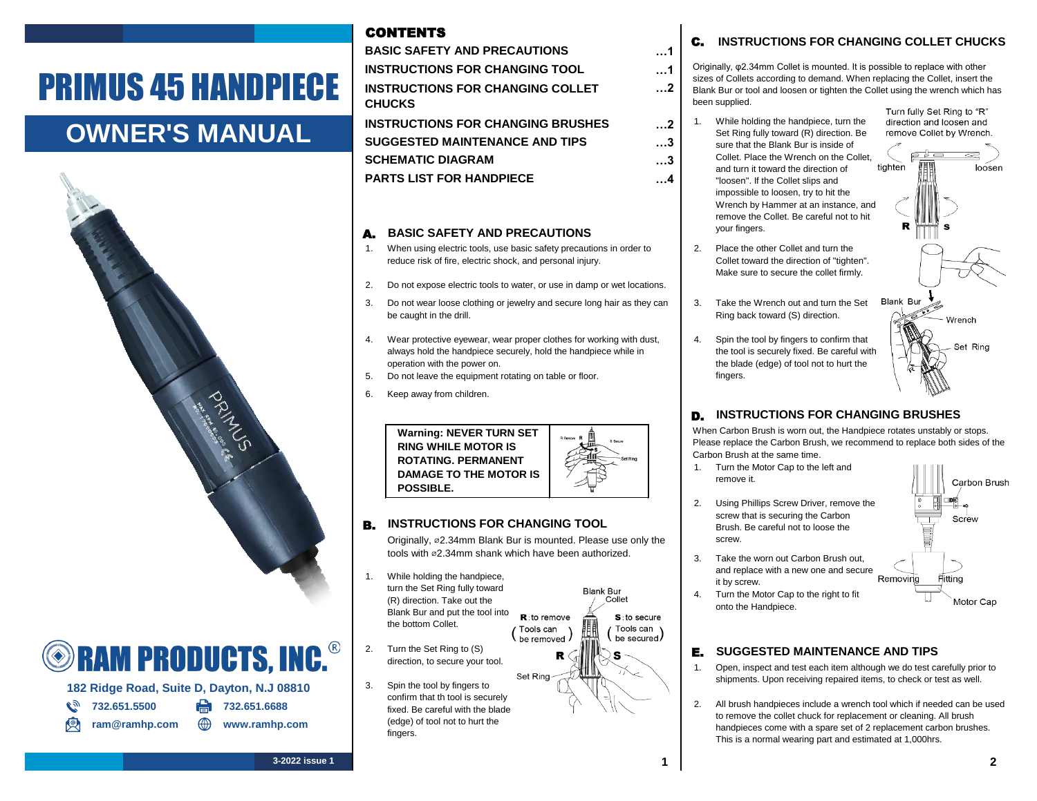# PRIMUS 45 HANDPIECE

## OWNER'S MANUAL

**RAM PRODUCTS, INC.®**

**182 Ridge Road, Suite D, Dayton, N.J 08810**

**732.651.5500** **732.651.6688**

**ram@ramhp.com** **www.ramhp.com**

3-2022 issue 1

## CONTENTS

| | |
|---|---|
| **BASIC SAFETY AND PRECAUTIONS** | **…1** |
| **INSTRUCTIONS FOR CHANGING TOOL** | **…1** |
| **INSTRUCTIONS FOR CHANGING COLLET CHUCKS** | **…2** |
| **INSTRUCTIONS FOR CHANGING BRUSHES** | **…2** |
| **SUGGESTED MAINTENANCE AND TIPS** | **…3** |
| **SCHEMATIC DIAGRAM** | **…3** |
| **PARTS LIST FOR HANDPIECE** | **…4** |

## A. BASIC SAFETY AND PRECAUTIONS

1. When using electric tools, use basic safety precautions in order to reduce risk of fire, electric shock, and personal injury.
2. Do not expose electric tools to water, or use in damp or wet locations.
3. Do not wear loose clothing or jewelry and secure long hair as they can be caught in the drill.
4. Wear protective eyewear, wear proper clothes for working with dust, always hold the handpiece securely, hold the handpiece while in operation with the power on.
5. Do not leave the equipment rotating on table or floor.
6. Keep away from children.

**Warning: NEVER TURN SET RING WHILE MOTOR IS ROTATING. PERMANENT DAMAGE TO THE MOTOR IS POSSIBLE.**

## B. INSTRUCTIONS FOR CHANGING TOOL

Originally, ⌀2.34mm Blank Bur is mounted. Please use only the tools with ⌀2.34mm shank which have been authorized.

1. While holding the handpiece, turn the Set Ring fully toward (R) direction. Take out the Blank Bur and put the tool into the bottom Collet.
2. Turn the Set Ring to (S) direction, to secure your tool.
3. Spin the tool by fingers to confirm that th tool is securely fixed. Be careful with the blade (edge) of tool not to hurt the fingers.

Blank Bur
Collet
R: to remove (Tools can be removed)
S: to secure (Tools can be secured)
Set Ring

## C. INSTRUCTIONS FOR CHANGING COLLET CHUCKS

Originally, φ2.34mm Collet is mounted. It is possible to replace with other sizes of Collets according to demand. When replacing the Collet, insert the Blank Bur or tool and loosen or tighten the Collet using the wrench which has been supplied.

1. While holding the handpiece, turn the Set Ring fully toward (R) direction. Be sure that the Blank Bur is inside of Collet. Place the Wrench on the Collet, and turn it toward the direction of "loosen". If the Collet slips and impossible to loosen, try to hit the Wrench by Hammer at an instance, and remove the Collet. Be careful not to hit your fingers.
2. Place the other Collet and turn the Collet toward the direction of "tighten". Make sure to secure the collet firmly.
3. Take the Wrench out and turn the Set Ring back toward (S) direction.
4. Spin the tool by fingers to confirm that the tool is securely fixed. Be careful with the blade (edge) of tool not to hurt the fingers.

Turn fully Set Ring to "R" direction and loosen and remove Collet by Wrench.
tighten / loosen
Blank Bur
Wrench
Set Ring

## D. INSTRUCTIONS FOR CHANGING BRUSHES

When Carbon Brush is worn out, the Handpiece rotates unstably or stops. Please replace the Carbon Brush, we recommend to replace both sides of the Carbon Brush at the same time.

1. Turn the Motor Cap to the left and remove it.
2. Using Phillips Screw Driver, remove the screw that is securing the Carbon Brush. Be careful not to loose the screw.
3. Take the worn out Carbon Brush out, and replace with a new one and secure it by screw.
4. Turn the Motor Cap to the right to fit onto the Handpiece.

Carbon Brush
Screw
Removing / Fitting
Motor Cap

## E. SUGGESTED MAINTENANCE AND TIPS

1. Open, inspect and test each item although we do test carefully prior to shipments. Upon receiving repaired items, to check or test as well.
2. All brush handpieces include a wrench tool which if needed can be used to remove the collet chuck for replacement or cleaning. All brush handpieces come with a spare set of 2 replacement carbon brushes. This is a normal wearing part and estimated at 1,000hrs.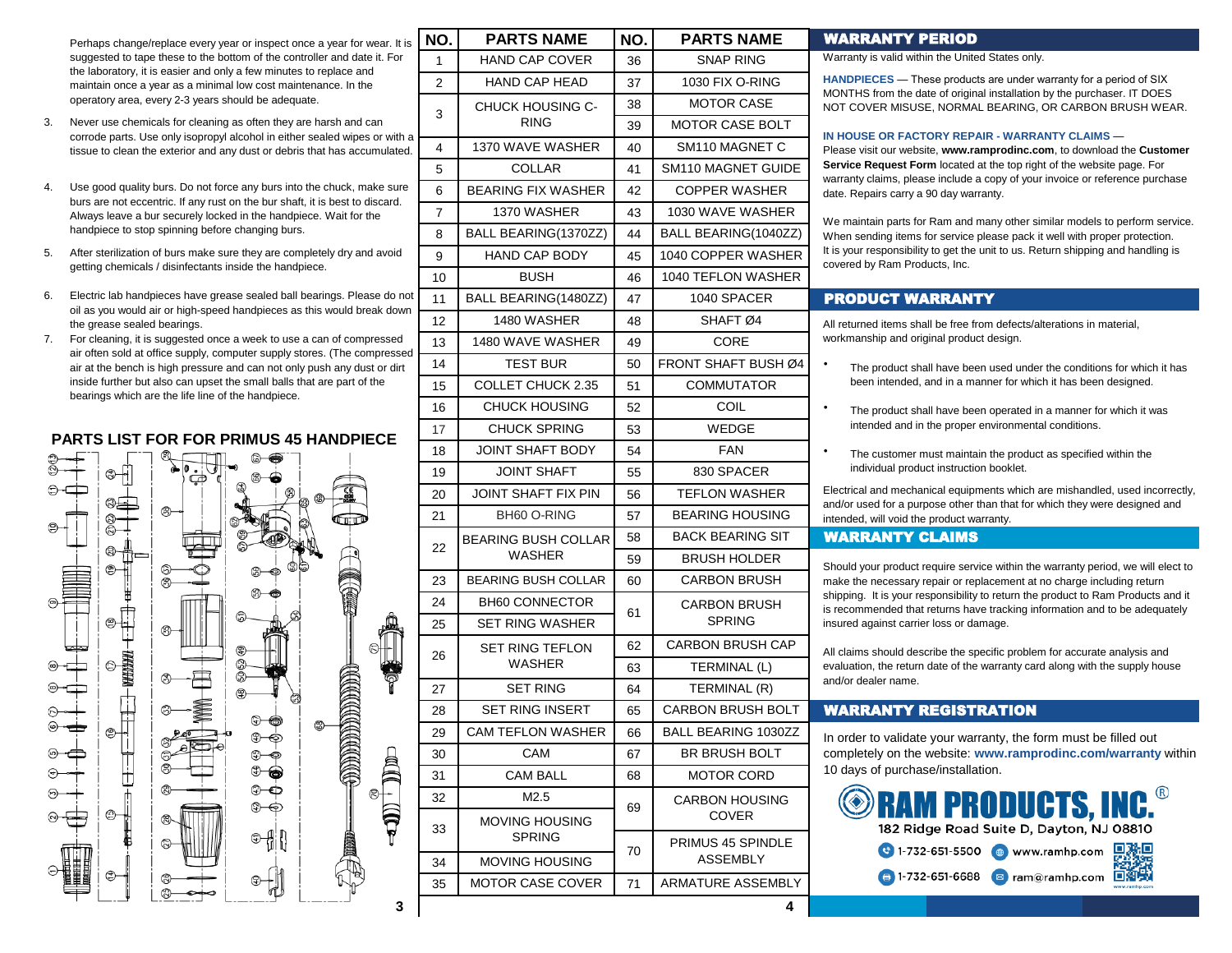Perhaps change/replace every year or inspect once a year for wear. It is suggested to tape these to the bottom of the controller and date it. For the laboratory, it is easier and only a few minutes to replace and maintain once a year as a minimal low cost maintenance. In the operatory area, every 2-3 years should be adequate.

3. Never use chemicals for cleaning as often they are harsh and can corrode parts. Use only isopropyl alcohol in either sealed wipes or with a tissue to clean the exterior and any dust or debris that has accumulated.

4. Use good quality burs. Do not force any burs into the chuck, make sure burs are not eccentric. If any rust on the bur shaft, it is best to discard. Always leave a bur securely locked in the handpiece. Wait for the handpiece to stop spinning before changing burs.

5. After sterilization of burs make sure they are completely dry and avoid getting chemicals / disinfectants inside the handpiece.

6. Electric lab handpieces have grease sealed ball bearings. Please do not oil as you would air or high-speed handpieces as this would break down the grease sealed bearings.

7. For cleaning, it is suggested once a week to use a can of compressed air often sold at office supply, computer supply stores. (The compressed air at the bench is high pressure and can not only push any dust or dirt inside further but also can upset the small balls that are part of the bearings which are the life line of the handpiece.

## PARTS LIST FOR FOR PRIMUS 45 HANDPIECE

| NO. | PARTS NAME | NO. | PARTS NAME |
|---|---|---|---|
| 1 | HAND CAP COVER | 36 | SNAP RING |
| 2 | HAND CAP HEAD | 37 | 1030 FIX O-RING |
| 3 | CHUCK HOUSING C-RING | 38 | MOTOR CASE |
| | | 39 | MOTOR CASE BOLT |
| 4 | 1370 WAVE WASHER | 40 | SM110 MAGNET C |
| 5 | COLLAR | 41 | SM110 MAGNET GUIDE |
| 6 | BEARING FIX WASHER | 42 | COPPER WASHER |
| 7 | 1370 WASHER | 43 | 1030 WAVE WASHER |
| 8 | BALL BEARING(1370ZZ) | 44 | BALL BEARING(1040ZZ) |
| 9 | HAND CAP BODY | 45 | 1040 COPPER WASHER |
| 10 | BUSH | 46 | 1040 TEFLON WASHER |
| 11 | BALL BEARING(1480ZZ) | 47 | 1040 SPACER |
| 12 | 1480 WASHER | 48 | SHAFT Ø4 |
| 13 | 1480 WAVE WASHER | 49 | CORE |
| 14 | TEST BUR | 50 | FRONT SHAFT BUSH Ø4 |
| 15 | COLLET CHUCK 2.35 | 51 | COMMUTATOR |
| 16 | CHUCK HOUSING | 52 | COIL |
| 17 | CHUCK SPRING | 53 | WEDGE |
| 18 | JOINT SHAFT BODY | 54 | FAN |
| 19 | JOINT SHAFT | 55 | 830 SPACER |
| 20 | JOINT SHAFT FIX PIN | 56 | TEFLON WASHER |
| 21 | BH60 O-RING | 57 | BEARING HOUSING |
| 22 | BEARING BUSH COLLAR WASHER | 58 | BACK BEARING SIT |
| | | 59 | BRUSH HOLDER |
| 23 | BEARING BUSH COLLAR | 60 | CARBON BRUSH |
| 24 | BH60 CONNECTOR | 61 | CARBON BRUSH SPRING |
| 25 | SET RING WASHER | | |
| 26 | SET RING TEFLON WASHER | 62 | CARBON BRUSH CAP |
| | | 63 | TERMINAL (L) |
| 27 | SET RING | 64 | TERMINAL (R) |
| 28 | SET RING INSERT | 65 | CARBON BRUSH BOLT |
| 29 | CAM TEFLON WASHER | 66 | BALL BEARING 1030ZZ |
| 30 | CAM | 67 | BR BRUSH BOLT |
| 31 | CAM BALL | 68 | MOTOR CORD |
| 32 | M2.5 | 69 | CARBON HOUSING COVER |
| 33 | MOVING HOUSING SPRING | | |
| | | 70 | PRIMUS 45 SPINDLE ASSEMBLY |
| 34 | MOVING HOUSING | | |
| 35 | MOTOR CASE COVER | 71 | ARMATURE ASSEMBLY |

## WARRANTY PERIOD

Warranty is valid within the United States only.

**HANDPIECES** — These products are under warranty for a period of SIX MONTHS from the date of original installation by the purchaser. IT DOES NOT COVER MISUSE, NORMAL BEARING, OR CARBON BRUSH WEAR.

**IN HOUSE OR FACTORY REPAIR - WARRANTY CLAIMS** — Please visit our website, **www.ramprodinc.com**, to download the **Customer Service Request Form** located at the top right of the website page. For warranty claims, please include a copy of your invoice or reference purchase date. Repairs carry a 90 day warranty.

We maintain parts for Ram and many other similar models to perform service. When sending items for service please pack it well with proper protection. It is your responsibility to get the unit to us. Return shipping and handling is covered by Ram Products, Inc.

## PRODUCT WARRANTY

All returned items shall be free from defects/alterations in material, workmanship and original product design.

- The product shall have been used under the conditions for which it has been intended, and in a manner for which it has been designed.
- The product shall have been operated in a manner for which it was intended and in the proper environmental conditions.
- The customer must maintain the product as specified within the individual product instruction booklet.

Electrical and mechanical equipments which are mishandled, used incorrectly, and/or used for a purpose other than that for which they were designed and intended, will void the product warranty.

## WARRANTY CLAIMS

Should your product require service within the warranty period, we will elect to make the necessary repair or replacement at no charge including return shipping. It is your responsibility to return the product to Ram Products and it is recommended that returns have tracking information and to be adequately insured against carrier loss or damage.

All claims should describe the specific problem for accurate analysis and evaluation, the return date of the warranty card along with the supply house and/or dealer name.

## WARRANTY REGISTRATION

In order to validate your warranty, the form must be filled out completely on the website: **www.ramprodinc.com/warranty** within 10 days of purchase/installation.

**RAM PRODUCTS, INC.®**
182 Ridge Road Suite D, Dayton, NJ 08810
1-732-651-5500 www.ramhp.com
1-732-651-6688 ram@ramhp.com